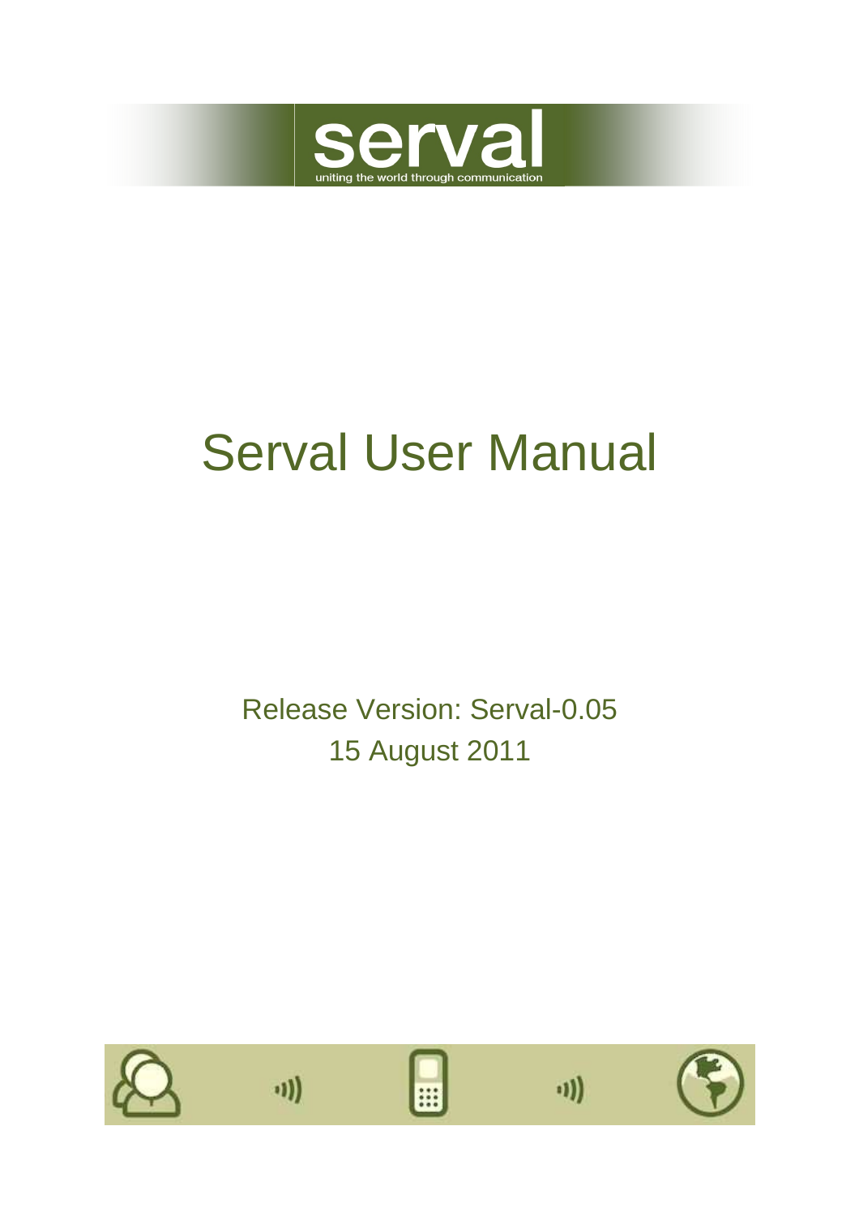serval

uniting the world through communication

# Serval User Manual

Release Version: Serval-0.05

15 August 2011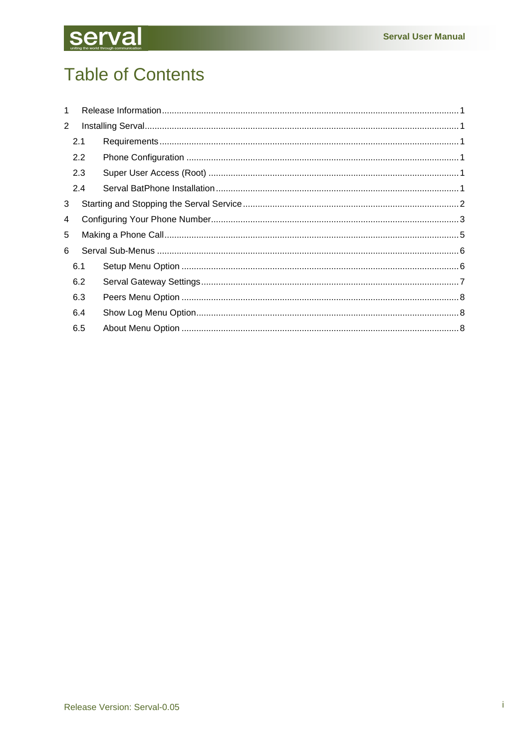# Table of Contents

1 Release Information ........................................................................................................ 1

2 Installing Serval ............................................................................................................... 1

  2.1 Requirements ............................................................................................................ 1

  2.2 Phone Configuration ................................................................................................. 1

  2.3 Super User Access (Root) ......................................................................................... 1

  2.4 Serval BatPhone Installation ..................................................................................... 1

3 Starting and Stopping the Serval Service ........................................................................ 2

4 Configuring Your Phone Number ..................................................................................... 3

5 Making a Phone Call ........................................................................................................ 5

6 Serval Sub-Menus ........................................................................................................... 6

  6.1 Setup Menu Option ................................................................................................... 6

  6.2 Serval Gateway Settings ........................................................................................... 7

  6.3 Peers Menu Option ................................................................................................... 8

  6.4 Show Log Menu Option ............................................................................................. 8

  6.5 About Menu Option ................................................................................................... 8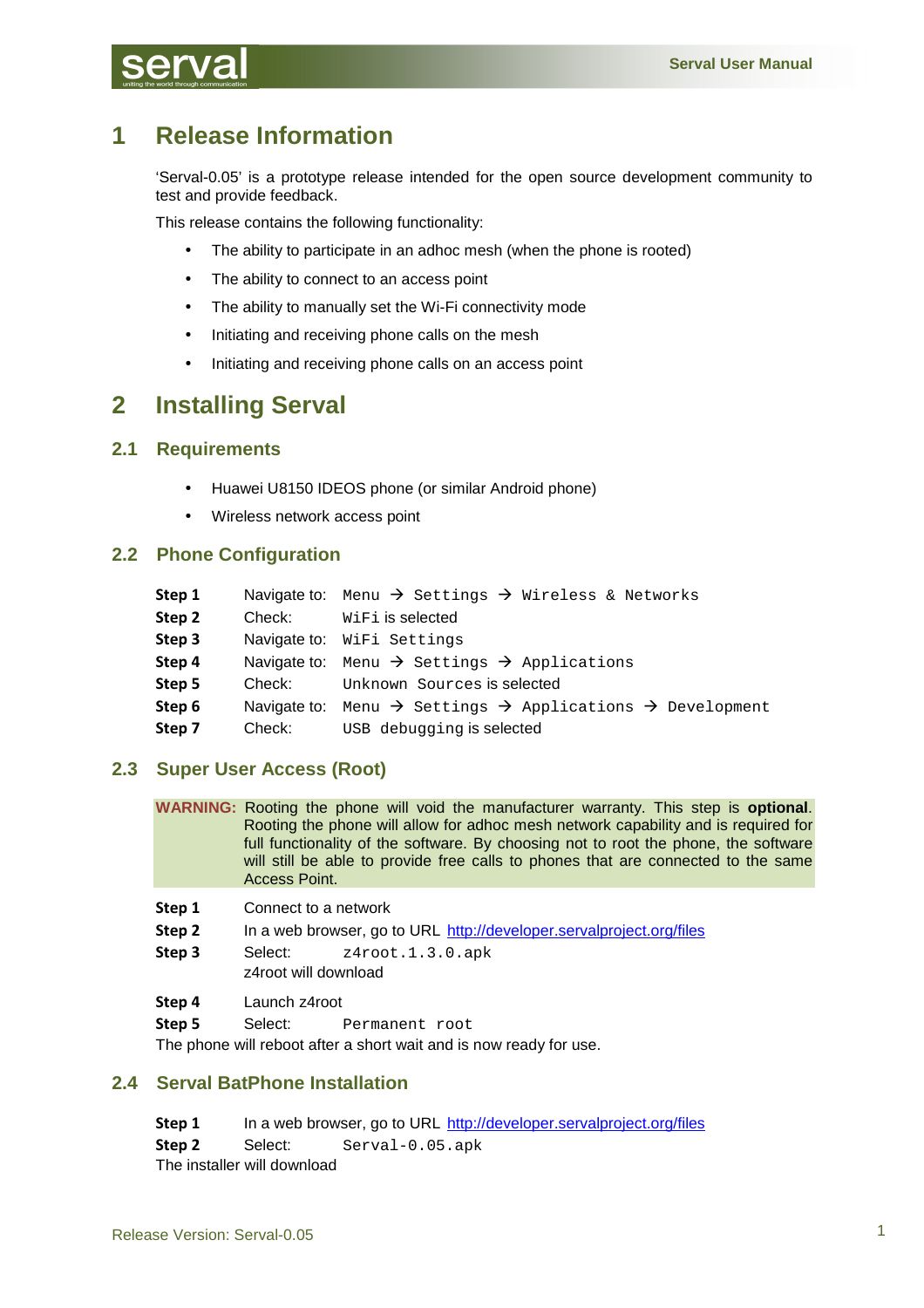# 1 Release Information

'Serval-0.05' is a prototype release intended for the open source development community to test and provide feedback.

This release contains the following functionality:

- The ability to participate in an adhoc mesh (when the phone is rooted)
- The ability to connect to an access point
- The ability to manually set the Wi-Fi connectivity mode
- Initiating and receiving phone calls on the mesh
- Initiating and receiving phone calls on an access point

# 2 Installing Serval

## 2.1 Requirements

- Huawei U8150 IDEOS phone (or similar Android phone)
- Wireless network access point

## 2.2 Phone Configuration

| | | |
|---|---|---|
| **Step 1** | Navigate to: | `Menu → Settings → Wireless & Networks` |
| **Step 2** | Check: | `WiFi` is selected |
| **Step 3** | Navigate to: | `WiFi Settings` |
| **Step 4** | Navigate to: | `Menu → Settings → Applications` |
| **Step 5** | Check: | `Unknown Sources` is selected |
| **Step 6** | Navigate to: | `Menu → Settings → Applications → Development` |
| **Step 7** | Check: | `USB debugging` is selected |

## 2.3 Super User Access (Root)

**WARNING:** Rooting the phone will void the manufacturer warranty. This step is **optional**. Rooting the phone will allow for adhoc mesh network capability and is required for full functionality of the software. By choosing not to root the phone, the software will still be able to provide free calls to phones that are connected to the same Access Point.

**Step 1** Connect to a network

**Step 2** In a web browser, go to URL http://developer.servalproject.org/files

**Step 3** Select: `z4root.1.3.0.apk`
z4root will download

**Step 4** Launch z4root

**Step 5** Select: `Permanent root`

The phone will reboot after a short wait and is now ready for use.

## 2.4 Serval BatPhone Installation

**Step 1** In a web browser, go to URL http://developer.servalproject.org/files

**Step 2** Select: `Serval-0.05.apk`

The installer will download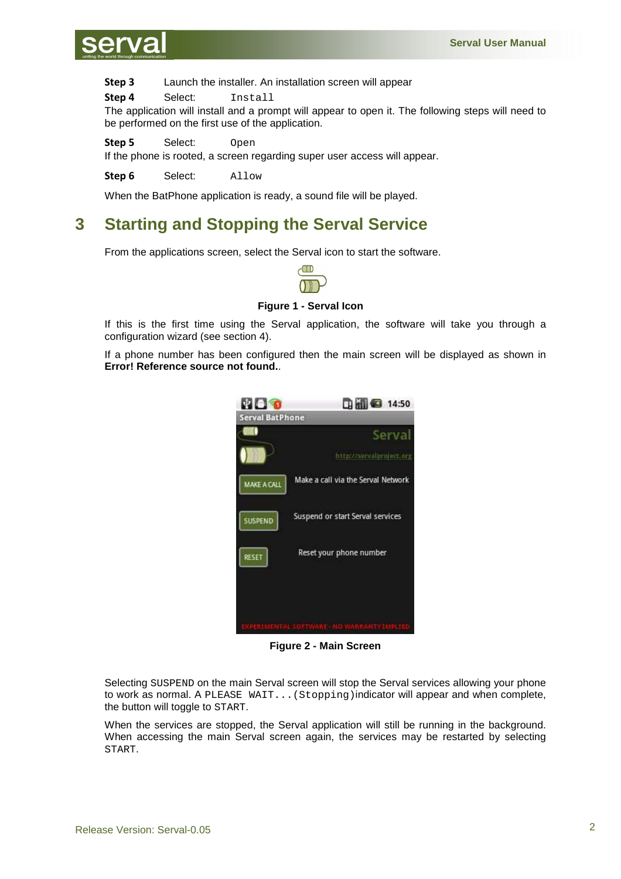**Step 3** Launch the installer. An installation screen will appear

**Step 4** Select: `Install`

The application will install and a prompt will appear to open it. The following steps will need to be performed on the first use of the application.

**Step 5** Select: `Open`

If the phone is rooted, a screen regarding super user access will appear.

**Step 6** Select: `Allow`

When the BatPhone application is ready, a sound file will be played.

# 3 Starting and Stopping the Serval Service

From the applications screen, select the Serval icon to start the software.

**Figure 1 - Serval Icon**

If this is the first time using the Serval application, the software will take you through a configuration wizard (see section 4).

If a phone number has been configured then the main screen will be displayed as shown in **Error! Reference source not found.**.

**Figure 2 - Main Screen**

Selecting `SUSPEND` on the main Serval screen will stop the Serval services allowing your phone to work as normal. A `PLEASE WAIT...(Stopping)`indicator will appear and when complete, the button will toggle to `START`.

When the services are stopped, the Serval application will still be running in the background. When accessing the main Serval screen again, the services may be restarted by selecting `START`.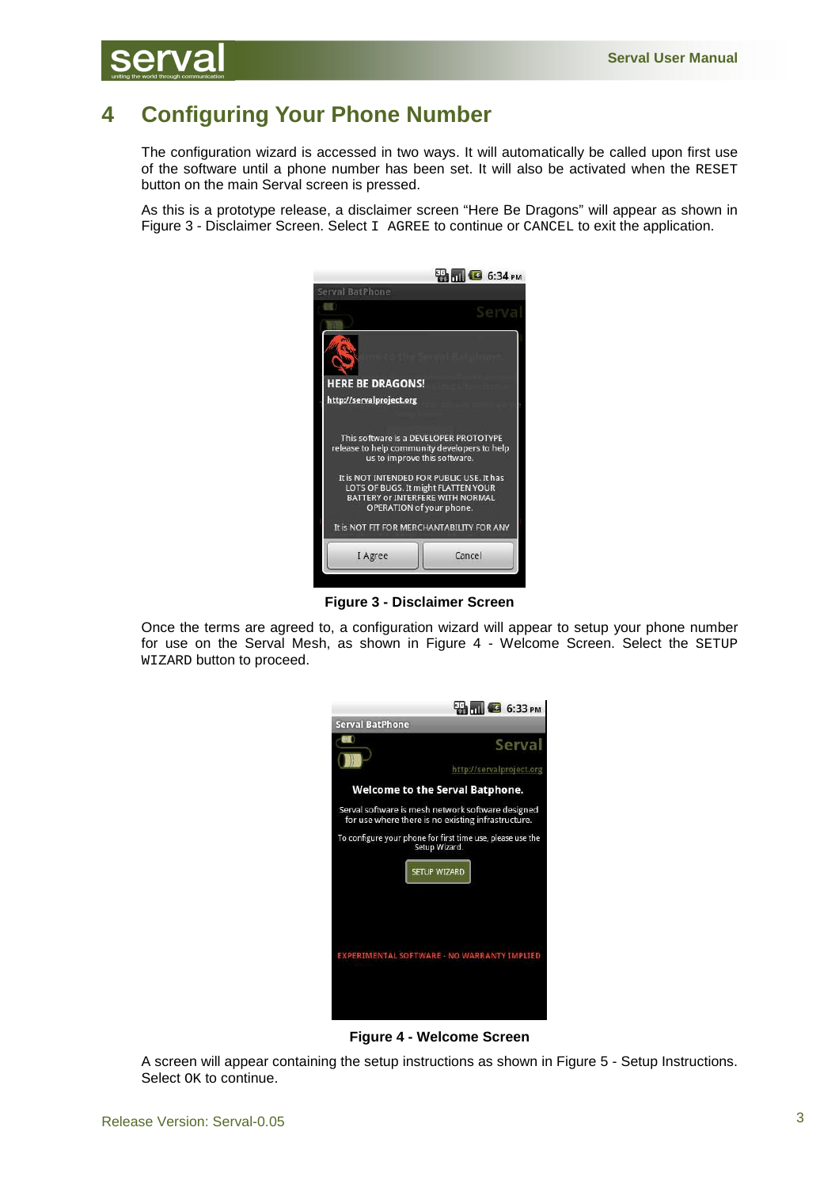# 4 Configuring Your Phone Number

The configuration wizard is accessed in two ways. It will automatically be called upon first use of the software until a phone number has been set. It will also be activated when the `RESET` button on the main Serval screen is pressed.

As this is a prototype release, a disclaimer screen "Here Be Dragons" will appear as shown in Figure 3 - Disclaimer Screen. Select `I AGREE` to continue or `CANCEL` to exit the application.

**Figure 3 - Disclaimer Screen**

Once the terms are agreed to, a configuration wizard will appear to setup your phone number for use on the Serval Mesh, as shown in Figure 4 - Welcome Screen. Select the `SETUP WIZARD` button to proceed.

**Figure 4 - Welcome Screen**

A screen will appear containing the setup instructions as shown in Figure 5 - Setup Instructions. Select `OK` to continue.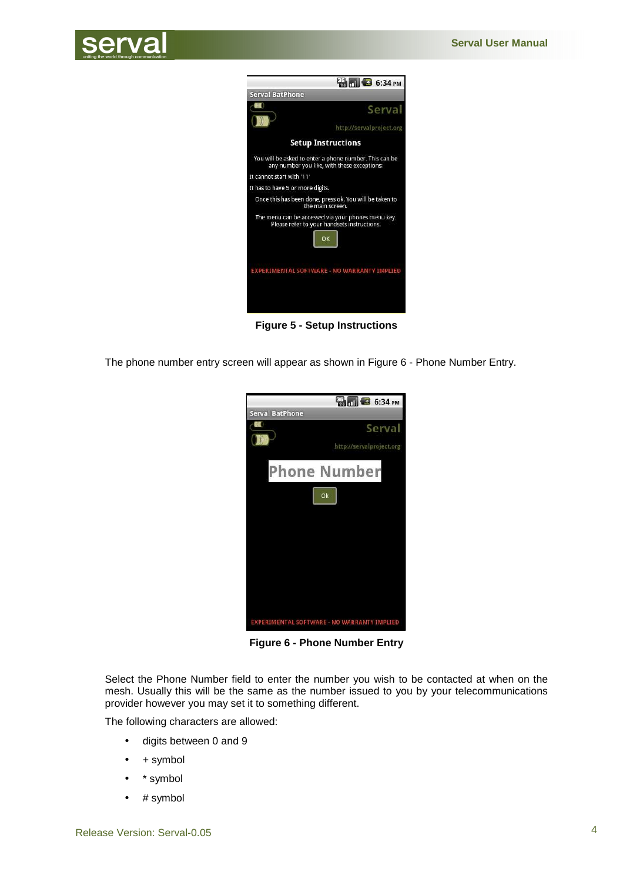**Figure 5 - Setup Instructions**

The phone number entry screen will appear as shown in Figure 6 - Phone Number Entry.

**Figure 6 - Phone Number Entry**

Select the Phone Number field to enter the number you wish to be contacted at when on the mesh. Usually this will be the same as the number issued to you by your telecommunications provider however you may set it to something different.

The following characters are allowed:

- digits between 0 and 9
- + symbol
- * symbol
- # symbol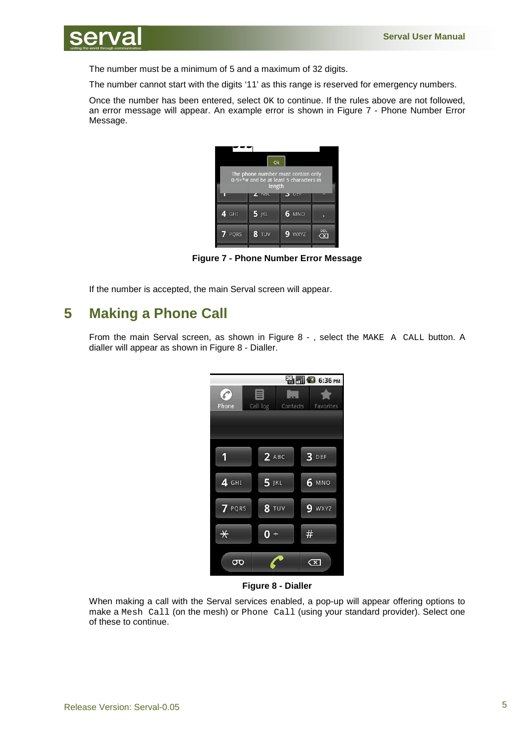The number must be a minimum of 5 and a maximum of 32 digits.

The number cannot start with the digits '11' as this range is reserved for emergency numbers.

Once the number has been entered, select `OK` to continue. If the rules above are not followed, an error message will appear. An example error is shown in Figure 7 - Phone Number Error Message.

**Figure 7 - Phone Number Error Message**

If the number is accepted, the main Serval screen will appear.

# 5 Making a Phone Call

From the main Serval screen, as shown in Figure 8 - , select the `MAKE A CALL` button. A dialler will appear as shown in Figure 8 - Dialler.

**Figure 8 - Dialler**

When making a call with the Serval services enabled, a pop-up will appear offering options to make a `Mesh Call` (on the mesh) or `Phone Call` (using your standard provider). Select one of these to continue.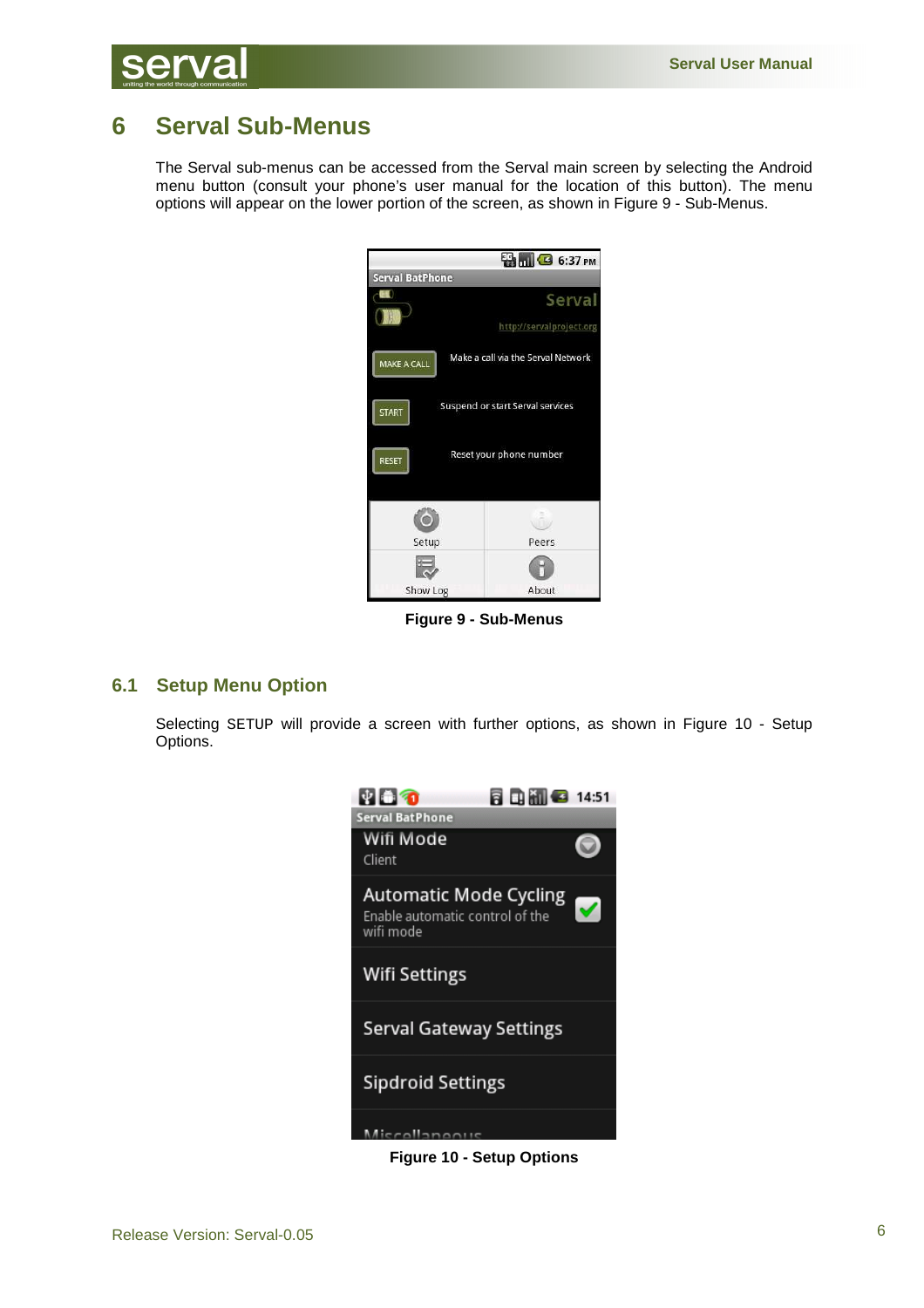# 6 Serval Sub-Menus

The Serval sub-menus can be accessed from the Serval main screen by selecting the Android menu button (consult your phone's user manual for the location of this button). The menu options will appear on the lower portion of the screen, as shown in Figure 9 - Sub-Menus.

**Figure 9 - Sub-Menus**

## 6.1 Setup Menu Option

Selecting SETUP will provide a screen with further options, as shown in Figure 10 - Setup Options.

**Figure 10 - Setup Options**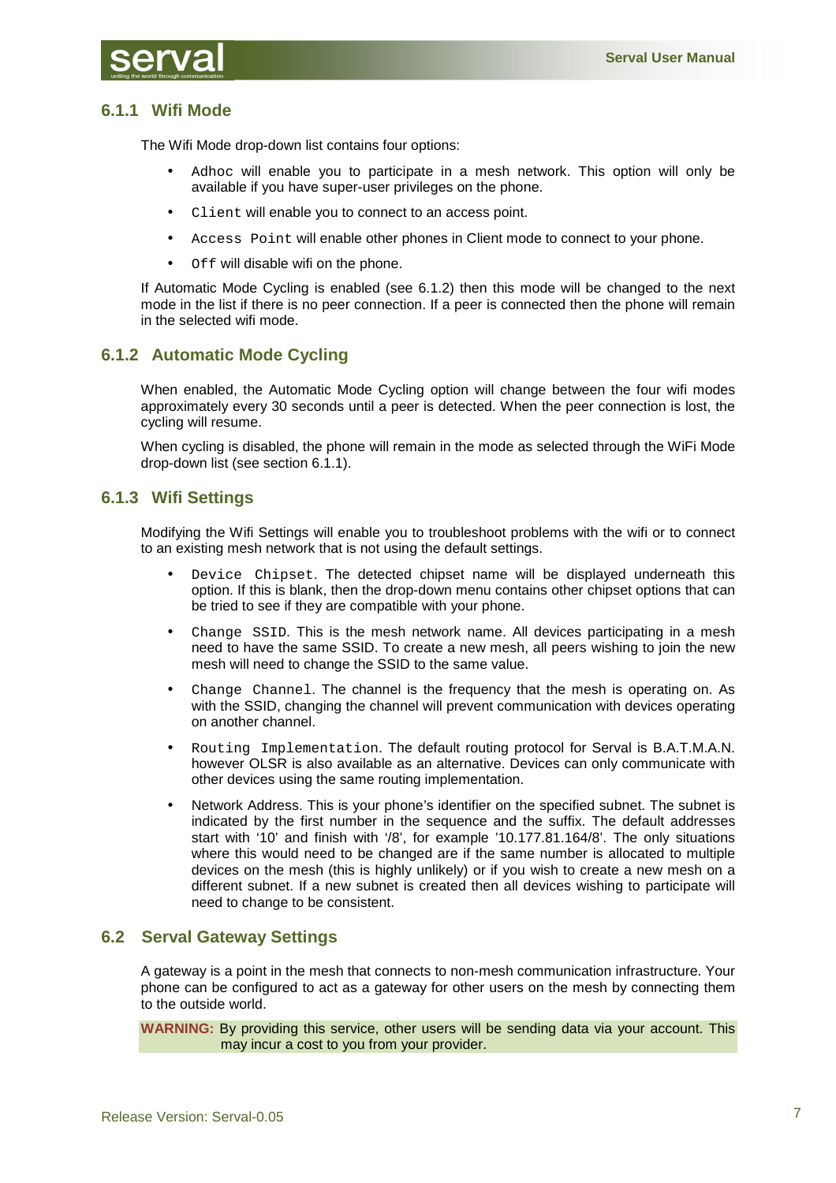### 6.1.1 Wifi Mode

The Wifi Mode drop-down list contains four options:

- `Adhoc` will enable you to participate in a mesh network. This option will only be available if you have super-user privileges on the phone.
- `Client` will enable you to connect to an access point.
- `Access Point` will enable other phones in Client mode to connect to your phone.
- `Off` will disable wifi on the phone.

If Automatic Mode Cycling is enabled (see 6.1.2) then this mode will be changed to the next mode in the list if there is no peer connection. If a peer is connected then the phone will remain in the selected wifi mode.

### 6.1.2 Automatic Mode Cycling

When enabled, the Automatic Mode Cycling option will change between the four wifi modes approximately every 30 seconds until a peer is detected. When the peer connection is lost, the cycling will resume.

When cycling is disabled, the phone will remain in the mode as selected through the WiFi Mode drop-down list (see section 6.1.1).

### 6.1.3 Wifi Settings

Modifying the Wifi Settings will enable you to troubleshoot problems with the wifi or to connect to an existing mesh network that is not using the default settings.

- `Device Chipset`. The detected chipset name will be displayed underneath this option. If this is blank, then the drop-down menu contains other chipset options that can be tried to see if they are compatible with your phone.
- `Change SSID`. This is the mesh network name. All devices participating in a mesh need to have the same SSID. To create a new mesh, all peers wishing to join the new mesh will need to change the SSID to the same value.
- `Change Channel`. The channel is the frequency that the mesh is operating on. As with the SSID, changing the channel will prevent communication with devices operating on another channel.
- `Routing Implementation`. The default routing protocol for Serval is B.A.T.M.A.N. however OLSR is also available as an alternative. Devices can only communicate with other devices using the same routing implementation.
- Network Address. This is your phone's identifier on the specified subnet. The subnet is indicated by the first number in the sequence and the suffix. The default addresses start with '10' and finish with '/8', for example '10.177.81.164/8'. The only situations where this would need to be changed are if the same number is allocated to multiple devices on the mesh (this is highly unlikely) or if you wish to create a new mesh on a different subnet. If a new subnet is created then all devices wishing to participate will need to change to be consistent.

## 6.2 Serval Gateway Settings

A gateway is a point in the mesh that connects to non-mesh communication infrastructure. Your phone can be configured to act as a gateway for other users on the mesh by connecting them to the outside world.

**WARNING:** By providing this service, other users will be sending data via your account. This may incur a cost to you from your provider.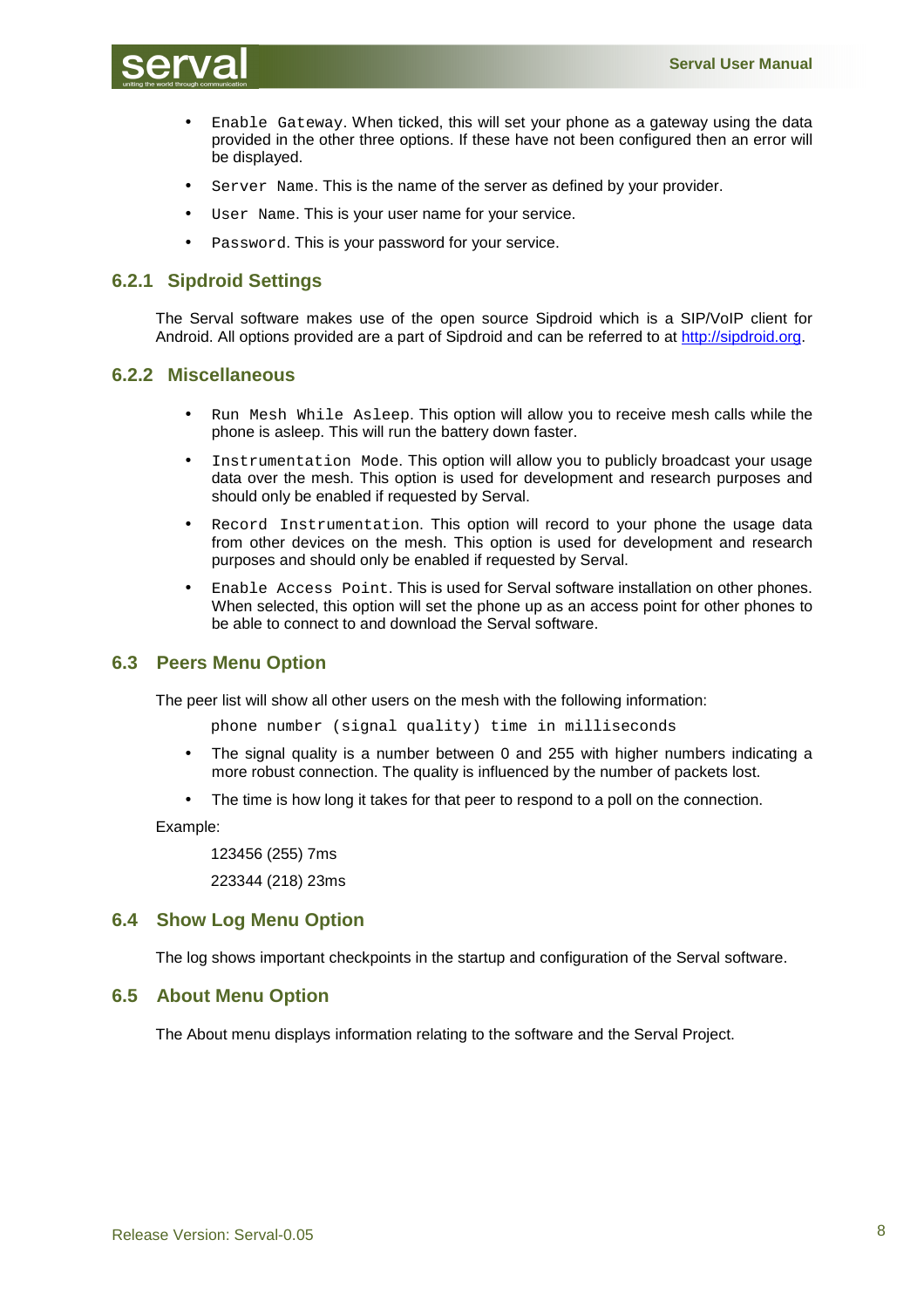- `Enable Gateway`. When ticked, this will set your phone as a gateway using the data provided in the other three options. If these have not been configured then an error will be displayed.
- `Server Name`. This is the name of the server as defined by your provider.
- `User Name`. This is your user name for your service.
- `Password`. This is your password for your service.

### 6.2.1 Sipdroid Settings

The Serval software makes use of the open source Sipdroid which is a SIP/VoIP client for Android. All options provided are a part of Sipdroid and can be referred to at http://sipdroid.org.

### 6.2.2 Miscellaneous

- `Run Mesh While Asleep`. This option will allow you to receive mesh calls while the phone is asleep. This will run the battery down faster.
- `Instrumentation Mode`. This option will allow you to publicly broadcast your usage data over the mesh. This option is used for development and research purposes and should only be enabled if requested by Serval.
- `Record Instrumentation`. This option will record to your phone the usage data from other devices on the mesh. This option is used for development and research purposes and should only be enabled if requested by Serval.
- `Enable Access Point`. This is used for Serval software installation on other phones. When selected, this option will set the phone up as an access point for other phones to be able to connect to and download the Serval software.

## 6.3 Peers Menu Option

The peer list will show all other users on the mesh with the following information:

```
phone number (signal quality) time in milliseconds
```

- The signal quality is a number between 0 and 255 with higher numbers indicating a more robust connection. The quality is influenced by the number of packets lost.
- The time is how long it takes for that peer to respond to a poll on the connection.

Example:

123456 (255) 7ms

223344 (218) 23ms

## 6.4 Show Log Menu Option

The log shows important checkpoints in the startup and configuration of the Serval software.

## 6.5 About Menu Option

The About menu displays information relating to the software and the Serval Project.